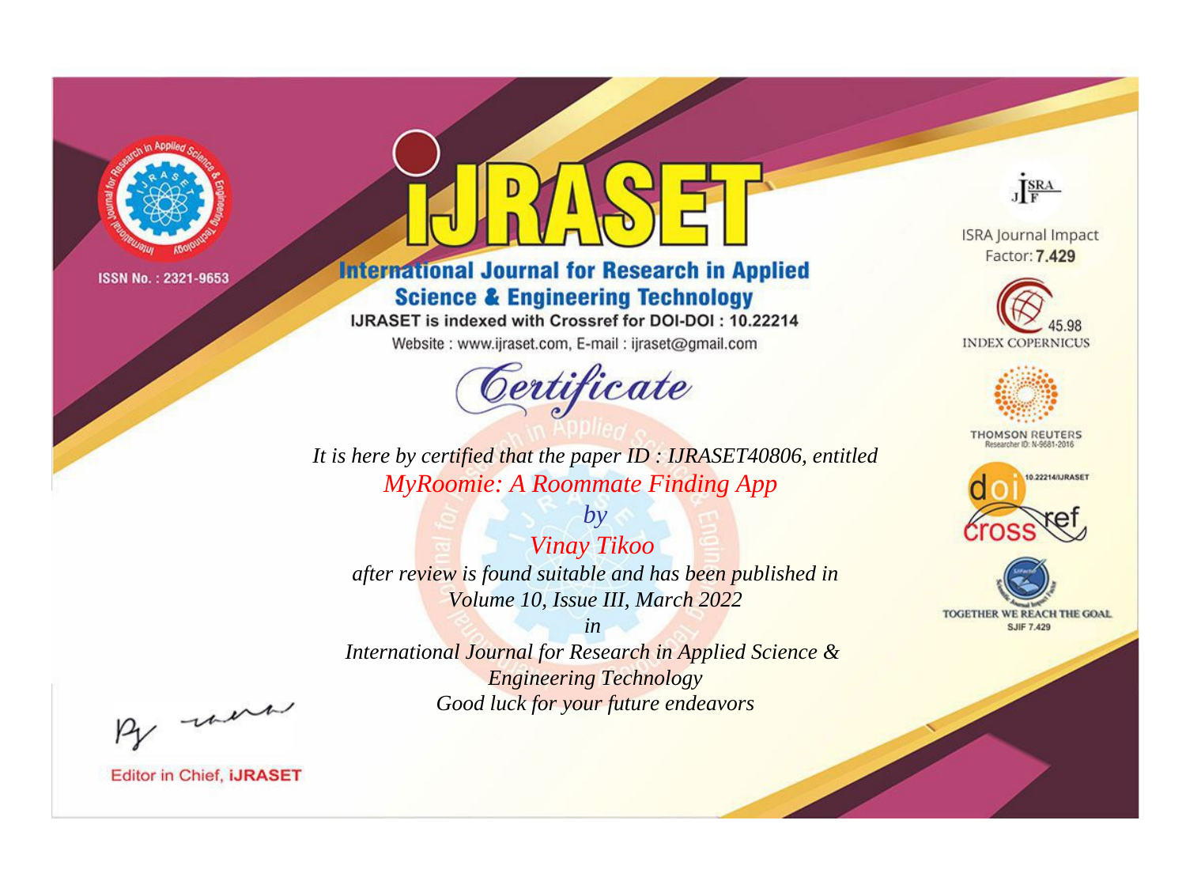ISSN No. : 2321-9653

# iJRASET

## International Journal for Research in Applied Science & Engineering Technology

IJRASET is indexed with Crossref for DOI-DOI : 10.22214

Website : www.ijraset.com, E-mail : ijraset@gmail.com

ISRA Journal Impact Factor: **7.429**

45.98 INDEX COPERNICUS

THOMSON REUTERS Researcher ID: N-9681-2016

10.22214/IJRASET

TOGETHER WE REACH THE GOAL SJIF 7.429

# *Certificate*

*It is here by certified that the paper ID : IJRASET40806, entitled*

*MyRoomie: A Roommate Finding App*

*by*

*Vinay Tikoo*

*after review is found suitable and has been published in*

*Volume 10, Issue III, March 2022*

*in*

*International Journal for Research in Applied Science & Engineering Technology*

*Good luck for your future endeavors*

Editor in Chief, **iJRASET**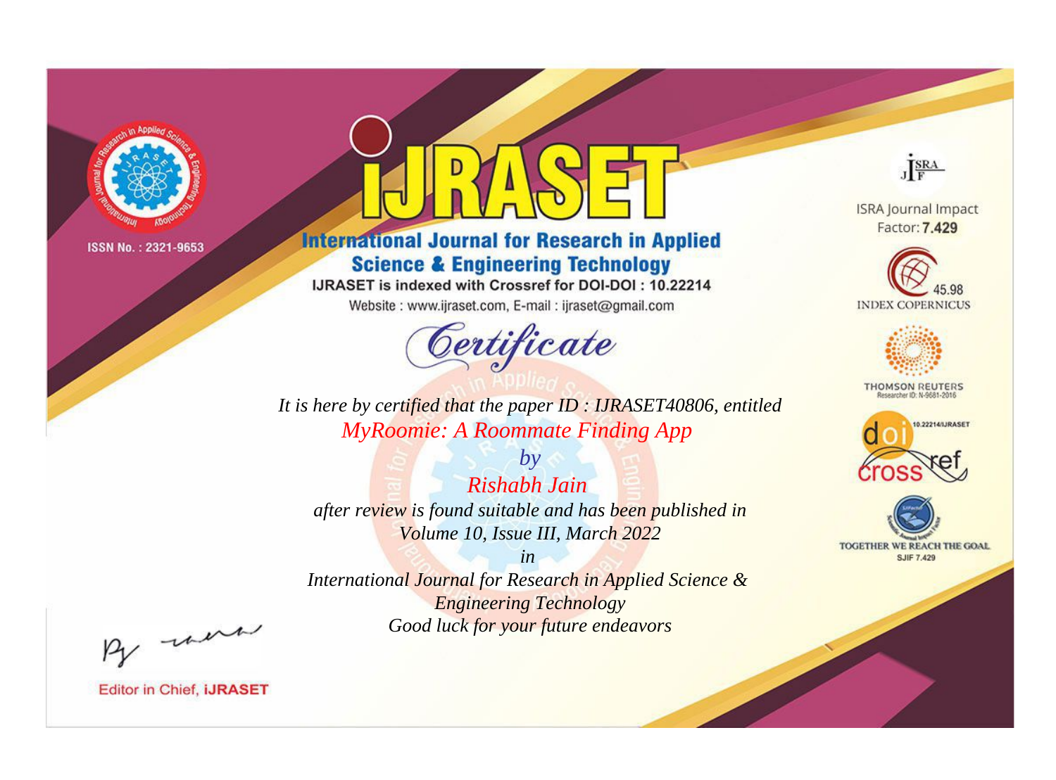ISSN No. : 2321-9653

# iJRASET

## International Journal for Research in Applied Science & Engineering Technology

IJRASET is indexed with Crossref for DOI-DOI : 10.22214

Website : www.ijraset.com, E-mail : ijraset@gmail.com

*Certificate*

*It is here by certified that the paper ID : IJRASET40806, entitled*

*MyRoomie: A Roommate Finding App*

*by*

*Rishabh Jain*

*after review is found suitable and has been published in*

*Volume 10, Issue III, March 2022*

*in*

*International Journal for Research in Applied Science & Engineering Technology*

*Good luck for your future endeavors*

ISRA Journal Impact Factor: **7.429**

45.98 INDEX COPERNICUS

THOMSON REUTERS Researcher ID: N-9681-2016

10.22214/IJRASET

TOGETHER WE REACH THE GOAL SJIF 7.429

Editor in Chief, **iJRASET**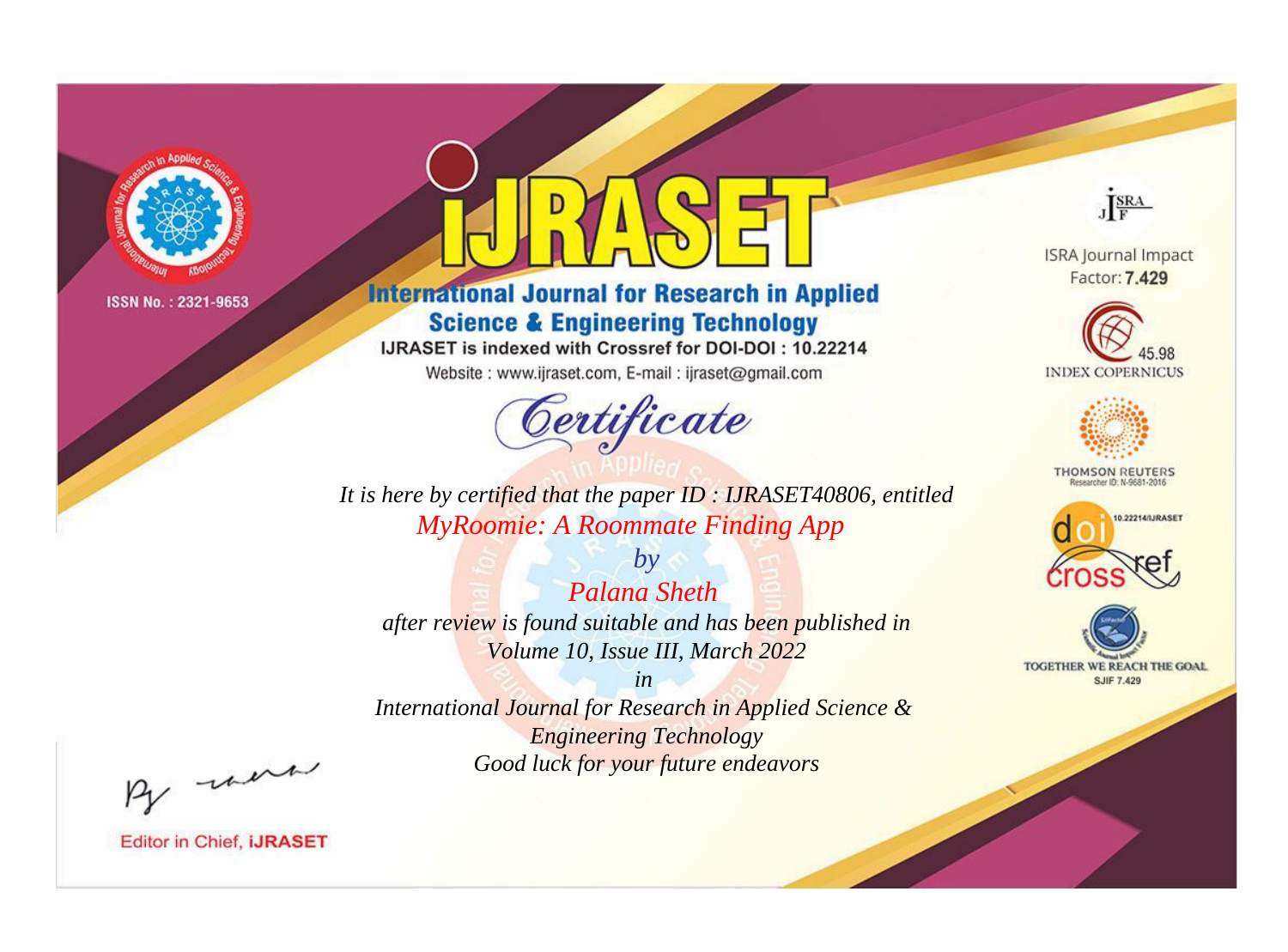ISSN No. : 2321-9653

# iJRASET

## International Journal for Research in Applied Science & Engineering Technology

IJRASET is indexed with Crossref for DOI-DOI : 10.22214

Website : www.ijraset.com, E-mail : ijraset@gmail.com

# Certificate

*It is here by certified that the paper ID : IJRASET40806, entitled*

*MyRoomie: A Roommate Finding App*

*by*

*Palana Sheth*

*after review is found suitable and has been published in*

*Volume 10, Issue III, March 2022*

*in*

*International Journal for Research in Applied Science & Engineering Technology*

*Good luck for your future endeavors*

ISRA Journal Impact Factor: **7.429**

45.98 INDEX COPERNICUS

THOMSON REUTERS Researcher ID: N-9681-2016

10.22214/IJRASET

TOGETHER WE REACH THE GOAL SJIF 7.429

Editor in Chief, **iJRASET**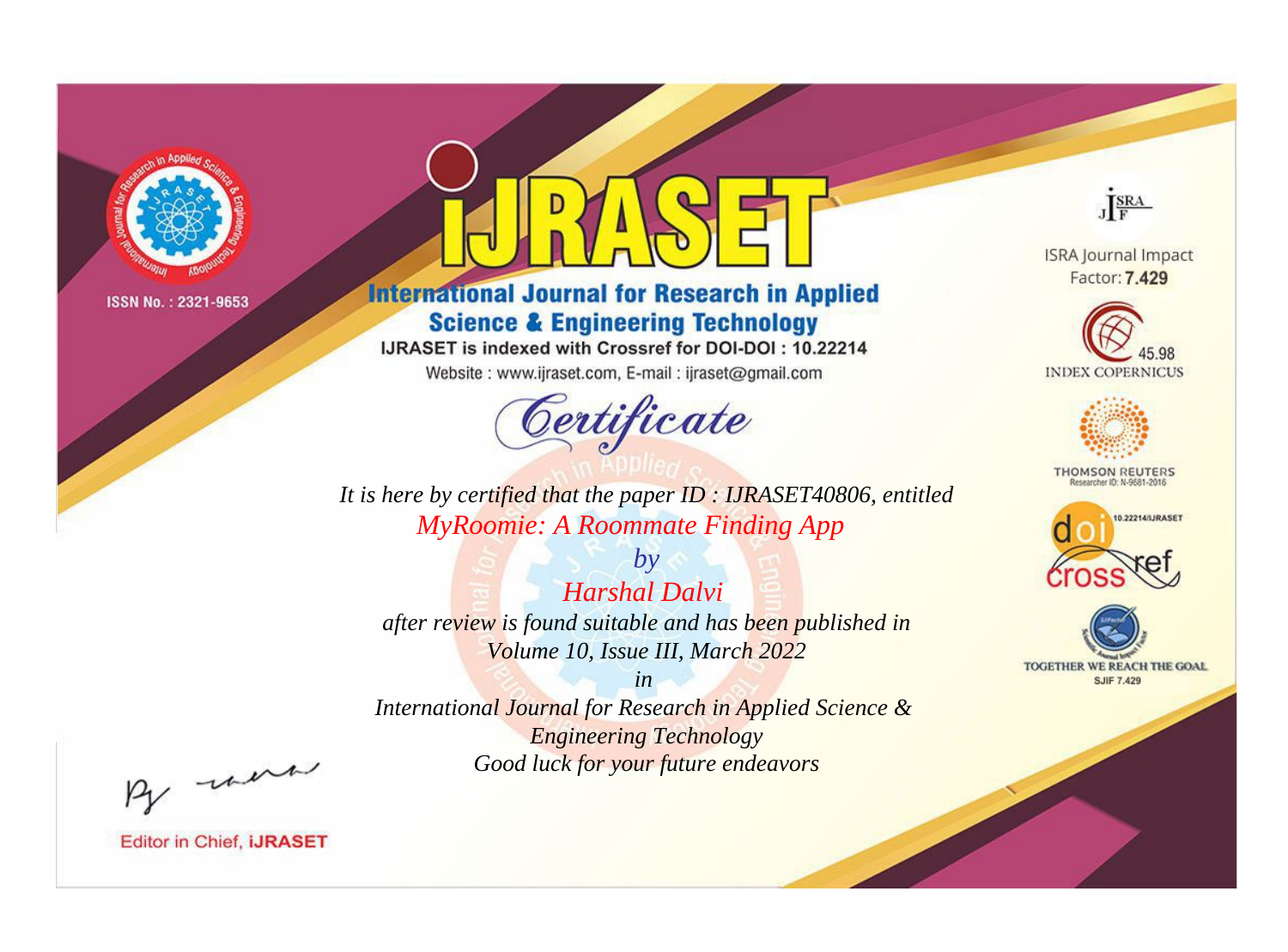ISSN No. : 2321-9653

# IJRASET

## International Journal for Research in Applied Science & Engineering Technology

IJRASET is indexed with Crossref for DOI-DOI : 10.22214

Website : www.ijraset.com, E-mail : ijraset@gmail.com

ISRA Journal Impact Factor: **7.429**

45.98 INDEX COPERNICUS

THOMSON REUTERS Researcher ID: N-9681-2016

10.22214/IJRASET

TOGETHER WE REACH THE GOAL SJIF 7.429

## *Certificate*

*It is here by certified that the paper ID : IJRASET40806, entitled*

*MyRoomie: A Roommate Finding App*

*by*

*Harshal Dalvi*

*after review is found suitable and has been published in*

*Volume 10, Issue III, March 2022*

*in*

*International Journal for Research in Applied Science & Engineering Technology*

*Good luck for your future endeavors*

Editor in Chief, **iJRASET**